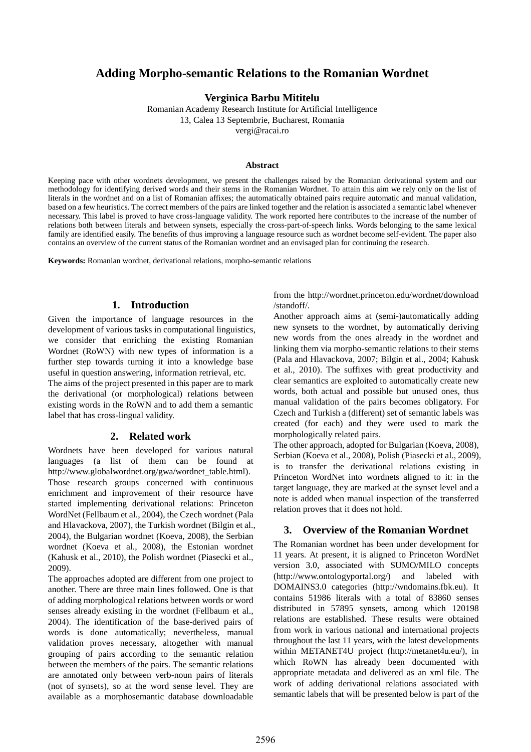# Adding Morpho-semantic Relations to the Romanian Wordnet

**Verginica Barbu Mititelu**

Romanian Academy Research Institute for Artificial Intelligence
13, Calea 13 Septembrie, Bucharest, Romania
vergi@racai.ro

### Abstract

Keeping pace with other wordnets development, we present the challenges raised by the Romanian derivational system and our methodology for identifying derived words and their stems in the Romanian Wordnet. To attain this aim we rely only on the list of literals in the wordnet and on a list of Romanian affixes; the automatically obtained pairs require automatic and manual validation, based on a few heuristics. The correct members of the pairs are linked together and the relation is associated a semantic label whenever necessary. This label is proved to have cross-language validity. The work reported here contributes to the increase of the number of relations both between literals and between synsets, especially the cross-part-of-speech links. Words belonging to the same lexical family are identified easily. The benefits of thus improving a language resource such as wordnet become self-evident. The paper also contains an overview of the current status of the Romanian wordnet and an envisaged plan for continuing the research.

**Keywords:** Romanian wordnet, derivational relations, morpho-semantic relations

## 1. Introduction

Given the importance of language resources in the development of various tasks in computational linguistics, we consider that enriching the existing Romanian Wordnet (RoWN) with new types of information is a further step towards turning it into a knowledge base useful in question answering, information retrieval, etc.

The aims of the project presented in this paper are to mark the derivational (or morphological) relations between existing words in the RoWN and to add them a semantic label that has cross-lingual validity.

## 2. Related work

Wordnets have been developed for various natural languages (a list of them can be found at http://www.globalwordnet.org/gwa/wordnet_table.html). Those research groups concerned with continuous enrichment and improvement of their resource have started implementing derivational relations: Princeton WordNet (Fellbaum et al., 2004), the Czech wordnet (Pala and Hlavackova, 2007), the Turkish wordnet (Bilgin et al., 2004), the Bulgarian wordnet (Koeva, 2008), the Serbian wordnet (Koeva et al., 2008), the Estonian wordnet (Kahusk et al., 2010), the Polish wordnet (Piasecki et al., 2009).

The approaches adopted are different from one project to another. There are three main lines followed. One is that of adding morphological relations between words or word senses already existing in the wordnet (Fellbaum et al., 2004). The identification of the base-derived pairs of words is done automatically; nevertheless, manual validation proves necessary, altogether with manual grouping of pairs according to the semantic relation between the members of the pairs. The semantic relations are annotated only between verb-noun pairs of literals (not of synsets), so at the word sense level. They are available as a morphosemantic database downloadable from the http://wordnet.princeton.edu/wordnet/download/standoff/.

Another approach aims at (semi-)automatically adding new synsets to the wordnet, by automatically deriving new words from the ones already in the wordnet and linking them via morpho-semantic relations to their stems (Pala and Hlavackova, 2007; Bilgin et al., 2004; Kahusk et al., 2010). The suffixes with great productivity and clear semantics are exploited to automatically create new words, both actual and possible but unused ones, thus manual validation of the pairs becomes obligatory. For Czech and Turkish a (different) set of semantic labels was created (for each) and they were used to mark the morphologically related pairs.

The other approach, adopted for Bulgarian (Koeva, 2008), Serbian (Koeva et al., 2008), Polish (Piasecki et al., 2009), is to transfer the derivational relations existing in Princeton WordNet into wordnets aligned to it: in the target language, they are marked at the synset level and a note is added when manual inspection of the transferred relation proves that it does not hold.

## 3. Overview of the Romanian Wordnet

The Romanian wordnet has been under development for 11 years. At present, it is aligned to Princeton WordNet version 3.0, associated with SUMO/MILO concepts (http://www.ontologyportal.org/) and labeled with DOMAINS3.0 categories (http://wndomains.fbk.eu). It contains 51986 literals with a total of 83860 senses distributed in 57895 synsets, among which 120198 relations are established. These results were obtained from work in various national and international projects throughout the last 11 years, with the latest developments within METANET4U project (http://metanet4u.eu/), in which RoWN has already been documented with appropriate metadata and delivered as an xml file. The work of adding derivational relations associated with semantic labels that will be presented below is part of the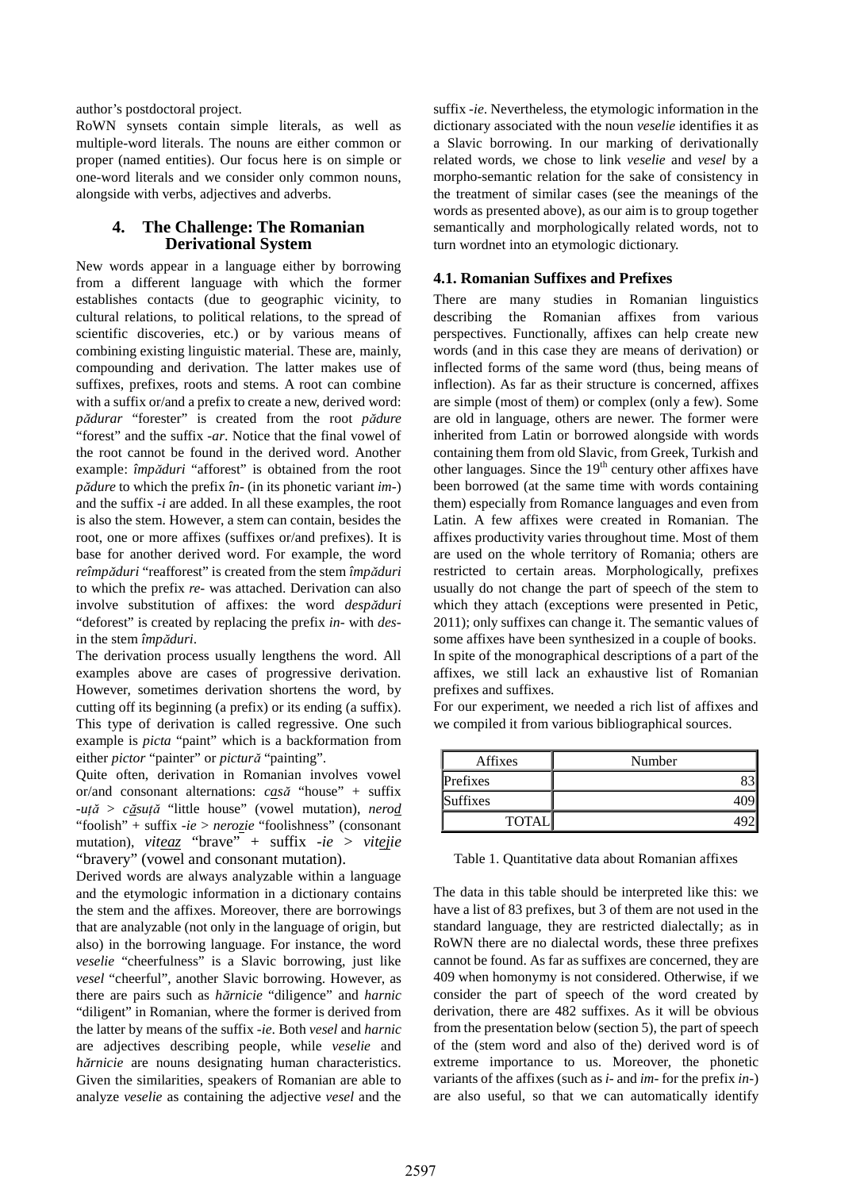author's postdoctoral project.

RoWN synsets contain simple literals, as well as multiple-word literals. The nouns are either common or proper (named entities). Our focus here is on simple or one-word literals and we consider only common nouns, alongside with verbs, adjectives and adverbs.

## 4. The Challenge: The Romanian Derivational System

New words appear in a language either by borrowing from a different language with which the former establishes contacts (due to geographic vicinity, to cultural relations, to political relations, to the spread of scientific discoveries, etc.) or by various means of combining existing linguistic material. These are, mainly, compounding and derivation. The latter makes use of suffixes, prefixes, roots and stems. A root can combine with a suffix or/and a prefix to create a new, derived word: *pădurar* "forester" is created from the root *pădure* "forest" and the suffix *-ar*. Notice that the final vowel of the root cannot be found in the derived word. Another example: *împăduri* "afforest" is obtained from the root *pădure* to which the prefix *în-* (in its phonetic variant *im-*) and the suffix *-i* are added. In all these examples, the root is also the stem. However, a stem can contain, besides the root, one or more affixes (suffixes or/and prefixes). It is base for another derived word. For example, the word *reîmpăduri* "reafforest" is created from the stem *împăduri* to which the prefix *re-* was attached. Derivation can also involve substitution of affixes: the word *despăduri* "deforest" is created by replacing the prefix *in-* with *des-* in the stem *împăduri*.

The derivation process usually lengthens the word. All examples above are cases of progressive derivation. However, sometimes derivation shortens the word, by cutting off its beginning (a prefix) or its ending (a suffix). This type of derivation is called regressive. One such example is *picta* "paint" which is a backformation from either *pictor* "painter" or *pictură* "painting".

Quite often, derivation in Romanian involves vowel or/and consonant alternations: *casă* "house" + suffix *-uță* > *căsuță* "little house" (vowel mutation), *nerod* "foolish" + suffix *-ie* > *nerozie* "foolishness" (consonant mutation), *viteaz* "brave" + suffix *-ie* > *vitejie* "bravery" (vowel and consonant mutation).

Derived words are always analyzable within a language and the etymologic information in a dictionary contains the stem and the affixes. Moreover, there are borrowings that are analyzable (not only in the language of origin, but also) in the borrowing language. For instance, the word *veselie* "cheerfulness" is a Slavic borrowing, just like *vesel* "cheerful", another Slavic borrowing. However, as there are pairs such as *hărnicie* "diligence" and *harnic* "diligent" in Romanian, where the former is derived from the latter by means of the suffix *-ie*. Both *vesel* and *harnic* are adjectives describing people, while *veselie* and *hărnicie* are nouns designating human characteristics. Given the similarities, speakers of Romanian are able to analyze *veselie* as containing the adjective *vesel* and the suffix *-ie*. Nevertheless, the etymologic information in the dictionary associated with the noun *veselie* identifies it as a Slavic borrowing. In our marking of derivationally related words, we chose to link *veselie* and *vesel* by a morpho-semantic relation for the sake of consistency in the treatment of similar cases (see the meanings of the words as presented above), as our aim is to group together semantically and morphologically related words, not to turn wordnet into an etymologic dictionary.

### 4.1. Romanian Suffixes and Prefixes

There are many studies in Romanian linguistics describing the Romanian affixes from various perspectives. Functionally, affixes can help create new words (and in this case they are means of derivation) or inflected forms of the same word (thus, being means of inflection). As far as their structure is concerned, affixes are simple (most of them) or complex (only a few). Some are old in language, others are newer. The former were inherited from Latin or borrowed alongside with words containing them from old Slavic, from Greek, Turkish and other languages. Since the 19th century other affixes have been borrowed (at the same time with words containing them) especially from Romance languages and even from Latin. A few affixes were created in Romanian. The affixes productivity varies throughout time. Most of them are used on the whole territory of Romania; others are restricted to certain areas. Morphologically, prefixes usually do not change the part of speech of the stem to which they attach (exceptions were presented in Petic, 2011); only suffixes can change it. The semantic values of some affixes have been synthesized in a couple of books. In spite of the monographical descriptions of a part of the affixes, we still lack an exhaustive list of Romanian prefixes and suffixes.

For our experiment, we needed a rich list of affixes and we compiled it from various bibliographical sources.

| Affixes | Number |
|---|---|
| Prefixes | 83 |
| Suffixes | 409 |
| TOTAL | 492 |

Table 1. Quantitative data about Romanian affixes

The data in this table should be interpreted like this: we have a list of 83 prefixes, but 3 of them are not used in the standard language, they are restricted dialectally; as in RoWN there are no dialectal words, these three prefixes cannot be found. As far as suffixes are concerned, they are 409 when homonymy is not considered. Otherwise, if we consider the part of speech of the word created by derivation, there are 482 suffixes. As it will be obvious from the presentation below (section 5), the part of speech of the (stem word and also of the) derived word is of extreme importance to us. Moreover, the phonetic variants of the affixes (such as *i-* and *im-* for the prefix *in-*) are also useful, so that we can automatically identify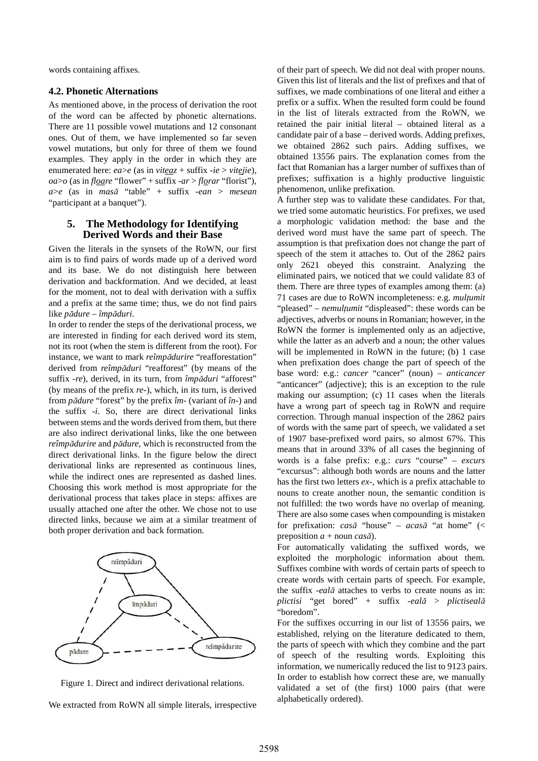words containing affixes.

### 4.2. Phonetic Alternations

As mentioned above, in the process of derivation the root of the word can be affected by phonetic alternations. There are 11 possible vowel mutations and 12 consonant ones. Out of them, we have implemented so far seven vowel mutations, but only for three of them we found examples. They apply in the order in which they are enumerated here: *ea*>*e* (as in *viteaz* + suffix *-ie* > *vitejie*), *oa*>*o* (as in *floare* "flower" + suffix *-ar* > *florar* "florist"), *a*>*e* (as in *masă* "table" + suffix *-ean* > *mesean* "participant at a banquet").

## 5. The Methodology for Identifying Derived Words and their Base

Given the literals in the synsets of the RoWN, our first aim is to find pairs of words made up of a derived word and its base. We do not distinguish here between derivation and backformation. And we decided, at least for the moment, not to deal with derivation with a suffix and a prefix at the same time; thus, we do not find pairs like *pădure* – *împăduri*.

In order to render the steps of the derivational process, we are interested in finding for each derived word its stem, not its root (when the stem is different from the root). For instance, we want to mark *reîmpădurire* "reafforestation" derived from *reîmpăduri* "reafforest" (by means of the suffix *-re*), derived, in its turn, from *împăduri* "afforest" (by means of the prefix *re-*), which, in its turn, is derived from *pădure* "forest" by the prefix *îm-* (variant of *în-*) and the suffix *-i*. So, there are direct derivational links between stems and the words derived from them, but there are also indirect derivational links, like the one between *reîmpădurire* and *pădure*, which is reconstructed from the direct derivational links. In the figure below the direct derivational links are represented as continuous lines, while the indirect ones are represented as dashed lines. Choosing this work method is most appropriate for the derivational process that takes place in steps: affixes are usually attached one after the other. We chose not to use directed links, because we aim at a similar treatment of both proper derivation and back formation.

Figure 1. Direct and indirect derivational relations.

We extracted from RoWN all simple literals, irrespective of their part of speech. We did not deal with proper nouns. Given this list of literals and the list of prefixes and that of suffixes, we made combinations of one literal and either a prefix or a suffix. When the resulted form could be found in the list of literals extracted from the RoWN, we retained the pair initial literal – obtained literal as a candidate pair of a base – derived words. Adding prefixes, we obtained 2862 such pairs. Adding suffixes, we obtained 13556 pairs. The explanation comes from the fact that Romanian has a larger number of suffixes than of prefixes; suffixation is a highly productive linguistic phenomenon, unlike prefixation.

A further step was to validate these candidates. For that, we tried some automatic heuristics. For prefixes, we used a morphologic validation method: the base and the derived word must have the same part of speech. The assumption is that prefixation does not change the part of speech of the stem it attaches to. Out of the 2862 pairs only 2621 obeyed this constraint. Analyzing the eliminated pairs, we noticed that we could validate 83 of them. There are three types of examples among them: (a) 71 cases are due to RoWN incompleteness: e.g. *mulțumit* "pleased" – *nemulțumit* "displeased": these words can be adjectives, adverbs or nouns in Romanian; however, in the RoWN the former is implemented only as an adjective, while the latter as an adverb and a noun; the other values will be implemented in RoWN in the future; (b) 1 case when prefixation does change the part of speech of the base word: e.g.: *cancer* "cancer" (noun) – *anticancer* "anticancer" (adjective); this is an exception to the rule making our assumption; (c) 11 cases when the literals have a wrong part of speech tag in RoWN and require correction. Through manual inspection of the 2862 pairs of words with the same part of speech, we validated a set of 1907 base-prefixed word pairs, so almost 67%. This means that in around 33% of all cases the beginning of words is a false prefix: e.g.: *curs* "course" – *excurs* "excursus": although both words are nouns and the latter has the first two letters *ex-*, which is a prefix attachable to nouns to create another noun, the semantic condition is not fulfilled: the two words have no overlap of meaning. There are also some cases when compounding is mistaken for prefixation: *casă* "house" – *acasă* "at home" (< preposition *a* + noun *casă*).

For automatically validating the suffixed words, we exploited the morphologic information about them. Suffixes combine with words of certain parts of speech to create words with certain parts of speech. For example, the suffix *-eală* attaches to verbs to create nouns as in: *plictisi* "get bored" + suffix *-eală* > *plictiseală* "boredom".

For the suffixes occurring in our list of 13556 pairs, we established, relying on the literature dedicated to them, the parts of speech with which they combine and the part of speech of the resulting words. Exploiting this information, we numerically reduced the list to 9123 pairs. In order to establish how correct these are, we manually validated a set of (the first) 1000 pairs (that were alphabetically ordered).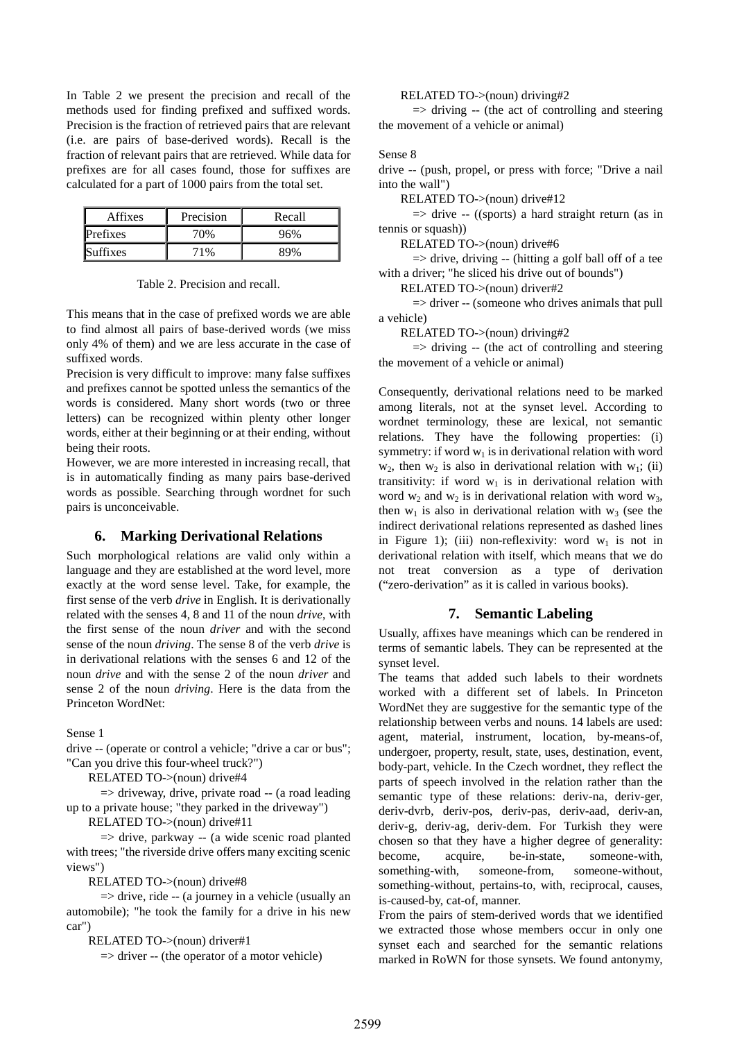In Table 2 we present the precision and recall of the methods used for finding prefixed and suffixed words. Precision is the fraction of retrieved pairs that are relevant (i.e. are pairs of base-derived words). Recall is the fraction of relevant pairs that are retrieved. While data for prefixes are for all cases found, those for suffixes are calculated for a part of 1000 pairs from the total set.

| Affixes | Precision | Recall |
|---|---|---|
| Prefixes | 70% | 96% |
| Suffixes | 71% | 89% |

Table 2. Precision and recall.

This means that in the case of prefixed words we are able to find almost all pairs of base-derived words (we miss only 4% of them) and we are less accurate in the case of suffixed words.

Precision is very difficult to improve: many false suffixes and prefixes cannot be spotted unless the semantics of the words is considered. Many short words (two or three letters) can be recognized within plenty other longer words, either at their beginning or at their ending, without being their roots.

However, we are more interested in increasing recall, that is in automatically finding as many pairs base-derived words as possible. Searching through wordnet for such pairs is unconceivable.

## 6. Marking Derivational Relations

Such morphological relations are valid only within a language and they are established at the word level, more exactly at the word sense level. Take, for example, the first sense of the verb *drive* in English. It is derivationally related with the senses 4, 8 and 11 of the noun *drive*, with the first sense of the noun *driver* and with the second sense of the noun *driving*. The sense 8 of the verb *drive* is in derivational relations with the senses 6 and 12 of the noun *drive* and with the sense 2 of the noun *driver* and sense 2 of the noun *driving*. Here is the data from the Princeton WordNet:

Sense 1

drive -- (operate or control a vehicle; "drive a car or bus"; "Can you drive this four-wheel truck?")

RELATED TO->(noun) drive#4

=> driveway, drive, private road -- (a road leading up to a private house; "they parked in the driveway")

RELATED TO->(noun) drive#11

=> drive, parkway -- (a wide scenic road planted with trees; "the riverside drive offers many exciting scenic views")

RELATED TO->(noun) drive#8

=> drive, ride -- (a journey in a vehicle (usually an automobile); "he took the family for a drive in his new car")

RELATED TO->(noun) driver#1

=> driver -- (the operator of a motor vehicle)

RELATED TO->(noun) driving#2

=> driving -- (the act of controlling and steering the movement of a vehicle or animal)

Sense 8

drive -- (push, propel, or press with force; "Drive a nail into the wall")

RELATED TO->(noun) drive#12

=> drive -- ((sports) a hard straight return (as in tennis or squash))

RELATED TO->(noun) drive#6

=> drive, driving -- (hitting a golf ball off of a tee with a driver; "he sliced his drive out of bounds")

RELATED TO->(noun) driver#2

=> driver -- (someone who drives animals that pull a vehicle)

RELATED TO->(noun) driving#2

=> driving -- (the act of controlling and steering the movement of a vehicle or animal)

Consequently, derivational relations need to be marked among literals, not at the synset level. According to wordnet terminology, these are lexical, not semantic relations. They have the following properties: (i) symmetry: if word $w_1$ is in derivational relation with word $w_2$, then $w_2$ is also in derivational relation with $w_1$; (ii) transitivity: if word $w_1$ is in derivational relation with word $w_2$ and $w_2$ is in derivational relation with word $w_3$, then $w_1$ is also in derivational relation with $w_3$ (see the indirect derivational relations represented as dashed lines in Figure 1); (iii) non-reflexivity: word $w_1$ is not in derivational relation with itself, which means that we do not treat conversion as a type of derivation ("zero-derivation" as it is called in various books).

## 7. Semantic Labeling

Usually, affixes have meanings which can be rendered in terms of semantic labels. They can be represented at the synset level.

The teams that added such labels to their wordnets worked with a different set of labels. In Princeton WordNet they are suggestive for the semantic type of the relationship between verbs and nouns. 14 labels are used: agent, material, instrument, location, by-means-of, undergoer, property, result, state, uses, destination, event, body-part, vehicle. In the Czech wordnet, they reflect the parts of speech involved in the relation rather than the semantic type of these relations: deriv-na, deriv-ger, deriv-dvrb, deriv-pos, deriv-pas, deriv-aad, deriv-an, deriv-g, deriv-ag, deriv-dem. For Turkish they were chosen so that they have a higher degree of generality: become, acquire, be-in-state, someone-with, something-with, someone-from, someone-without, something-without, pertains-to, with, reciprocal, causes, is-caused-by, cat-of, manner.

From the pairs of stem-derived words that we identified we extracted those whose members occur in only one synset each and searched for the semantic relations marked in RoWN for those synsets. We found antonymy,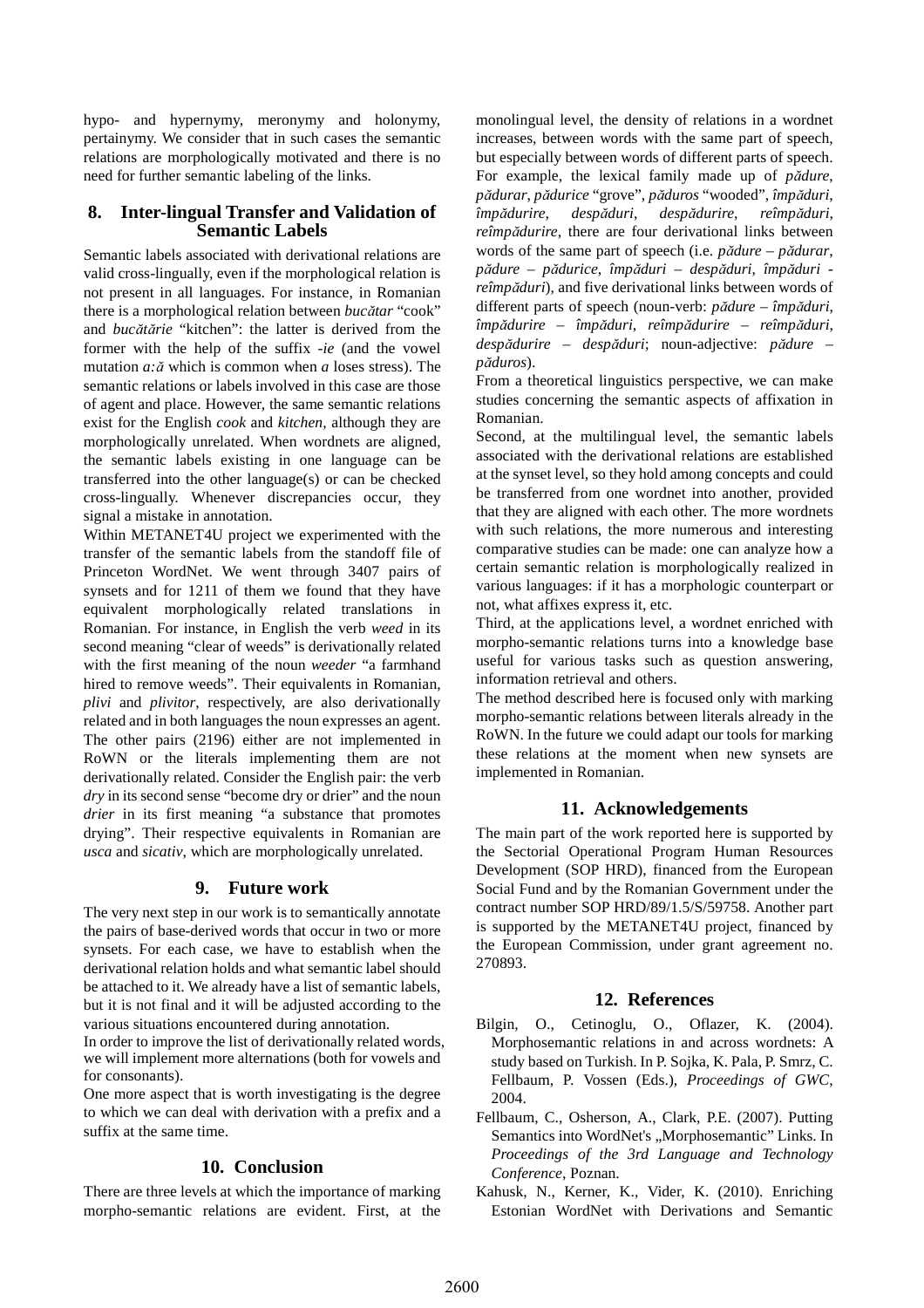hypo- and hypernymy, meronymy and holonymy, pertainymy. We consider that in such cases the semantic relations are morphologically motivated and there is no need for further semantic labeling of the links.

## 8. Inter-lingual Transfer and Validation of Semantic Labels

Semantic labels associated with derivational relations are valid cross-lingually, even if the morphological relation is not present in all languages. For instance, in Romanian there is a morphological relation between *bucătar* "cook" and *bucătărie* "kitchen": the latter is derived from the former with the help of the suffix *-ie* (and the vowel mutation *a:ă* which is common when *a* loses stress). The semantic relations or labels involved in this case are those of agent and place. However, the same semantic relations exist for the English *cook* and *kitchen*, although they are morphologically unrelated. When wordnets are aligned, the semantic labels existing in one language can be transferred into the other language(s) or can be checked cross-lingually. Whenever discrepancies occur, they signal a mistake in annotation.

Within METANET4U project we experimented with the transfer of the semantic labels from the standoff file of Princeton WordNet. We went through 3407 pairs of synsets and for 1211 of them we found that they have equivalent morphologically related translations in Romanian. For instance, in English the verb *weed* in its second meaning "clear of weeds" is derivationally related with the first meaning of the noun *weeder* "a farmhand hired to remove weeds". Their equivalents in Romanian, *plivi* and *plivitor*, respectively, are also derivationally related and in both languages the noun expresses an agent. The other pairs (2196) either are not implemented in RoWN or the literals implementing them are not derivationally related. Consider the English pair: the verb *dry* in its second sense "become dry or drier" and the noun *drier* in its first meaning "a substance that promotes drying". Their respective equivalents in Romanian are *usca* and *sicativ*, which are morphologically unrelated.

## 9. Future work

The very next step in our work is to semantically annotate the pairs of base-derived words that occur in two or more synsets. For each case, we have to establish when the derivational relation holds and what semantic label should be attached to it. We already have a list of semantic labels, but it is not final and it will be adjusted according to the various situations encountered during annotation.

In order to improve the list of derivationally related words, we will implement more alternations (both for vowels and for consonants).

One more aspect that is worth investigating is the degree to which we can deal with derivation with a prefix and a suffix at the same time.

## 10. Conclusion

There are three levels at which the importance of marking morpho-semantic relations are evident. First, at the monolingual level, the density of relations in a wordnet increases, between words with the same part of speech, but especially between words of different parts of speech. For example, the lexical family made up of *pădure*, *pădurar*, *pădurice* "grove", *păduros* "wooded", *împăduri*, *împădurire*, *despăduri*, *despădurire*, *reîmpăduri*, *reîmpădurire*, there are four derivational links between words of the same part of speech (i.e. *pădure – pădurar*, *pădure – pădurice*, *împăduri – despăduri*, *împăduri - reîmpăduri*), and five derivational links between words of different parts of speech (noun-verb: *pădure – împăduri*, *împădurire – împăduri*, *reîmpădurire – reîmpăduri*, *despădurire – despăduri*; noun-adjective: *pădure – păduros*).

From a theoretical linguistics perspective, we can make studies concerning the semantic aspects of affixation in Romanian.

Second, at the multilingual level, the semantic labels associated with the derivational relations are established at the synset level, so they hold among concepts and could be transferred from one wordnet into another, provided that they are aligned with each other. The more wordnets with such relations, the more numerous and interesting comparative studies can be made: one can analyze how a certain semantic relation is morphologically realized in various languages: if it has a morphologic counterpart or not, what affixes express it, etc.

Third, at the applications level, a wordnet enriched with morpho-semantic relations turns into a knowledge base useful for various tasks such as question answering, information retrieval and others.

The method described here is focused only with marking morpho-semantic relations between literals already in the RoWN. In the future we could adapt our tools for marking these relations at the moment when new synsets are implemented in Romanian.

## 11. Acknowledgements

The main part of the work reported here is supported by the Sectorial Operational Program Human Resources Development (SOP HRD), financed from the European Social Fund and by the Romanian Government under the contract number SOP HRD/89/1.5/S/59758. Another part is supported by the METANET4U project, financed by the European Commission, under grant agreement no. 270893.

## 12. References

Bilgin, O., Cetinoglu, O., Oflazer, K. (2004). Morphosemantic relations in and across wordnets: A study based on Turkish. In P. Sojka, K. Pala, P. Smrz, C. Fellbaum, P. Vossen (Eds.), *Proceedings of GWC*, 2004.

Fellbaum, C., Osherson, A., Clark, P.E. (2007). Putting Semantics into WordNet's „Morphosemantic" Links. In *Proceedings of the 3rd Language and Technology Conference*, Poznan.

Kahusk, N., Kerner, K., Vider, K. (2010). Enriching Estonian WordNet with Derivations and Semantic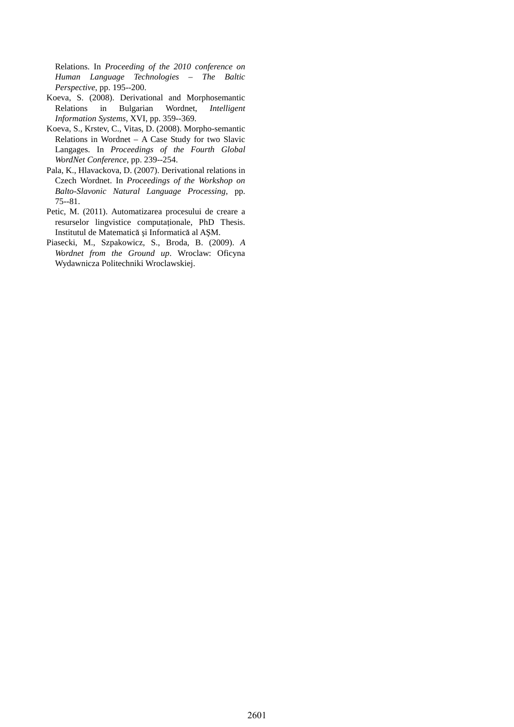Relations. In *Proceeding of the 2010 conference on Human Language Technologies – The Baltic Perspective*, pp. 195--200.

Koeva, S. (2008). Derivational and Morphosemantic Relations in Bulgarian Wordnet, *Intelligent Information Systems*, XVI, pp. 359--369.

Koeva, S., Krstev, C., Vitas, D. (2008). Morpho-semantic Relations in Wordnet – A Case Study for two Slavic Langages. In *Proceedings of the Fourth Global WordNet Conference*, pp. 239--254.

Pala, K., Hlavackova, D. (2007). Derivational relations in Czech Wordnet. In *Proceedings of the Workshop on Balto-Slavonic Natural Language Processing*, pp. 75--81.

Petic, M. (2011). Automatizarea procesului de creare a resurselor lingvistice computaționale, PhD Thesis. Institutul de Matematică și Informatică al AȘM.

Piasecki, M., Szpakowicz, S., Broda, B. (2009). *A Wordnet from the Ground up*. Wroclaw: Oficyna Wydawnicza Politechniki Wroclawskiej.